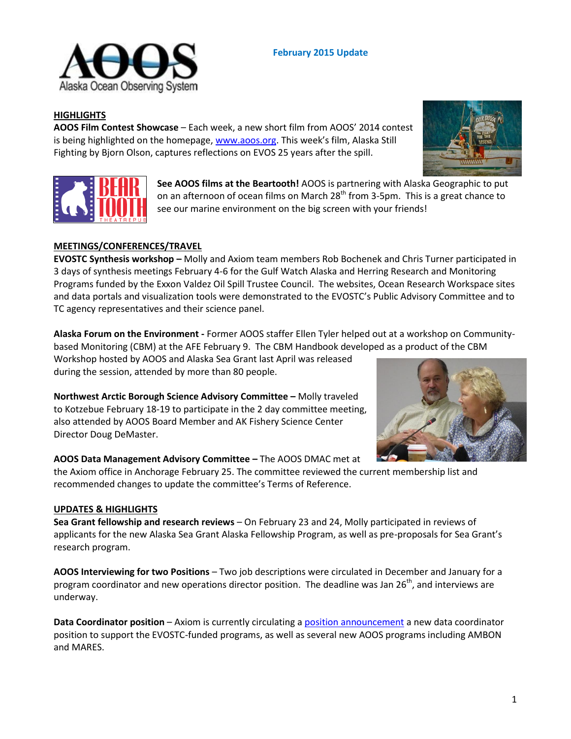**February 2015 Update**

## HIGHLIGHTS

**AOOS Film Contest Showcase** – Each week, a new short film from AOOS' 2014 contest is being highlighted on the homepage, www.aoos.org. This week's film, Alaska Still Fighting by Bjorn Olson, captures reflections on EVOS 25 years after the spill.

**See AOOS films at the Beartooth!** AOOS is partnering with Alaska Geographic to put on an afternoon of ocean films on March 28th from 3-5pm. This is a great chance to see our marine environment on the big screen with your friends!

## MEETINGS/CONFERENCES/TRAVEL

**EVOSTC Synthesis workshop –** Molly and Axiom team members Rob Bochenek and Chris Turner participated in 3 days of synthesis meetings February 4-6 for the Gulf Watch Alaska and Herring Research and Monitoring Programs funded by the Exxon Valdez Oil Spill Trustee Council. The websites, Ocean Research Workspace sites and data portals and visualization tools were demonstrated to the EVOSTC's Public Advisory Committee and to TC agency representatives and their science panel.

**Alaska Forum on the Environment -** Former AOOS staffer Ellen Tyler helped out at a workshop on Community-based Monitoring (CBM) at the AFE February 9. The CBM Handbook developed as a product of the CBM Workshop hosted by AOOS and Alaska Sea Grant last April was released during the session, attended by more than 80 people.

**Northwest Arctic Borough Science Advisory Committee –** Molly traveled to Kotzebue February 18-19 to participate in the 2 day committee meeting, also attended by AOOS Board Member and AK Fishery Science Center Director Doug DeMaster.

**AOOS Data Management Advisory Committee –** The AOOS DMAC met at the Axiom office in Anchorage February 25. The committee reviewed the current membership list and recommended changes to update the committee's Terms of Reference.

## UPDATES & HIGHLIGHTS

**Sea Grant fellowship and research reviews** – On February 23 and 24, Molly participated in reviews of applicants for the new Alaska Sea Grant Alaska Fellowship Program, as well as pre-proposals for Sea Grant's research program.

**AOOS Interviewing for two Positions** – Two job descriptions were circulated in December and January for a program coordinator and new operations director position. The deadline was Jan 26th, and interviews are underway.

**Data Coordinator position** – Axiom is currently circulating a position announcement a new data coordinator position to support the EVOSTC-funded programs, as well as several new AOOS programs including AMBON and MARES.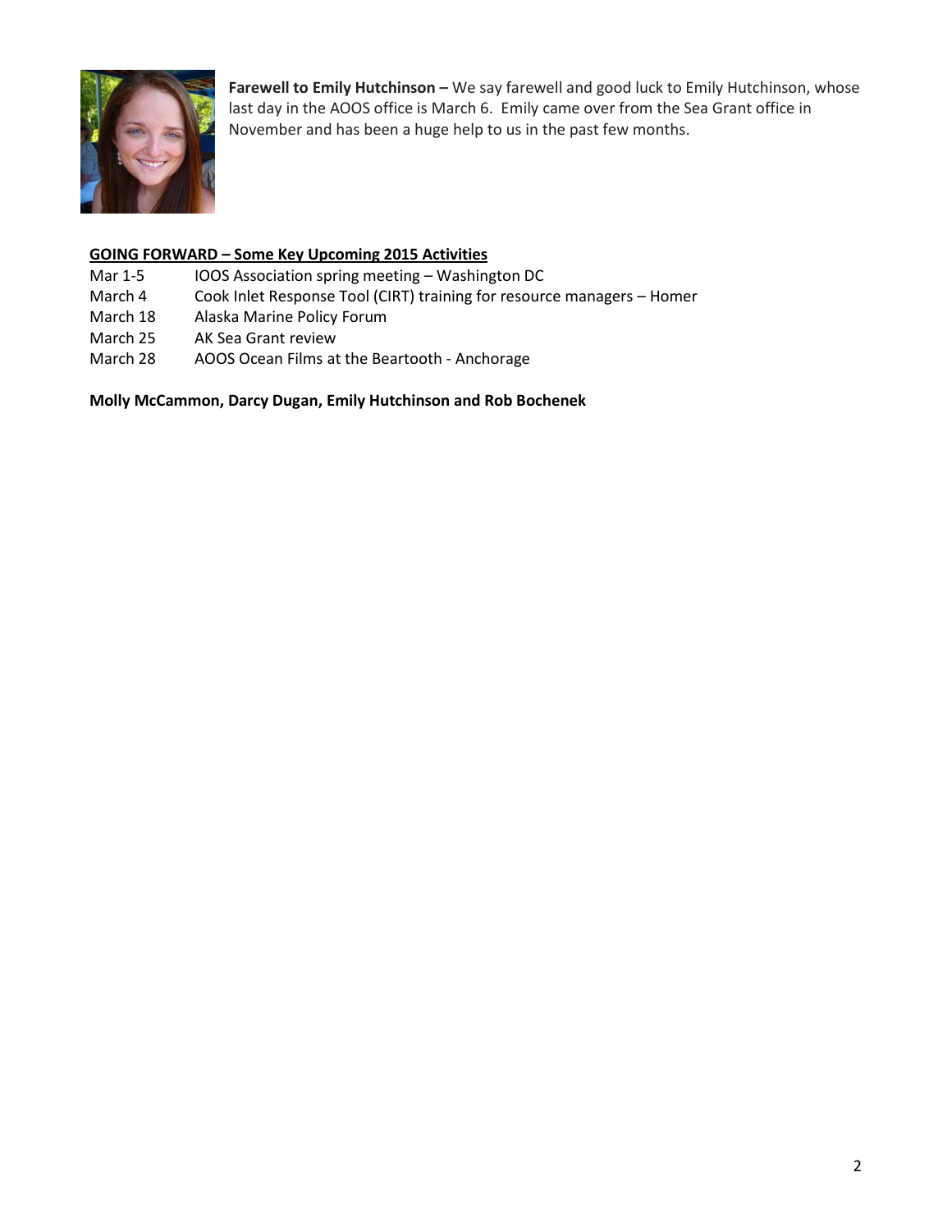**Farewell to Emily Hutchinson –** We say farewell and good luck to Emily Hutchinson, whose last day in the AOOS office is March 6. Emily came over from the Sea Grant office in November and has been a huge help to us in the past few months.

**GOING FORWARD – Some Key Upcoming 2015 Activities**

| | |
|---|---|
| Mar 1-5 | IOOS Association spring meeting – Washington DC |
| March 4 | Cook Inlet Response Tool (CIRT) training for resource managers – Homer |
| March 18 | Alaska Marine Policy Forum |
| March 25 | AK Sea Grant review |
| March 28 | AOOS Ocean Films at the Beartooth - Anchorage |

**Molly McCammon, Darcy Dugan, Emily Hutchinson and Rob Bochenek**